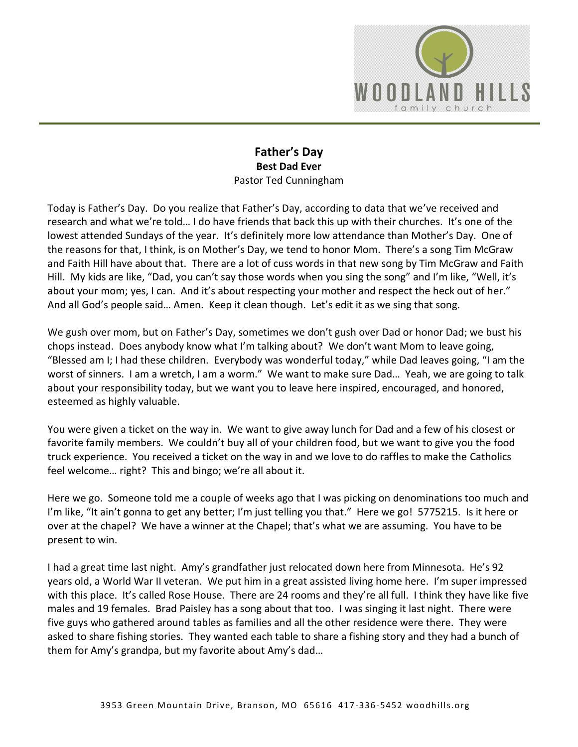# Father's Day

### Best Dad Ever

Pastor Ted Cunningham

Today is Father's Day. Do you realize that Father's Day, according to data that we've received and research and what we're told… I do have friends that back this up with their churches. It's one of the lowest attended Sundays of the year. It's definitely more low attendance than Mother's Day. One of the reasons for that, I think, is on Mother's Day, we tend to honor Mom. There's a song Tim McGraw and Faith Hill have about that. There are a lot of cuss words in that new song by Tim McGraw and Faith Hill. My kids are like, "Dad, you can't say those words when you sing the song" and I'm like, "Well, it's about your mom; yes, I can. And it's about respecting your mother and respect the heck out of her." And all God's people said… Amen. Keep it clean though. Let's edit it as we sing that song.

We gush over mom, but on Father's Day, sometimes we don't gush over Dad or honor Dad; we bust his chops instead. Does anybody know what I'm talking about? We don't want Mom to leave going, "Blessed am I; I had these children. Everybody was wonderful today," while Dad leaves going, "I am the worst of sinners. I am a wretch, I am a worm." We want to make sure Dad… Yeah, we are going to talk about your responsibility today, but we want you to leave here inspired, encouraged, and honored, esteemed as highly valuable.

You were given a ticket on the way in. We want to give away lunch for Dad and a few of his closest or favorite family members. We couldn't buy all of your children food, but we want to give you the food truck experience. You received a ticket on the way in and we love to do raffles to make the Catholics feel welcome… right? This and bingo; we're all about it.

Here we go. Someone told me a couple of weeks ago that I was picking on denominations too much and I'm like, "It ain't gonna to get any better; I'm just telling you that." Here we go! 5775215. Is it here or over at the chapel? We have a winner at the Chapel; that's what we are assuming. You have to be present to win.

I had a great time last night. Amy's grandfather just relocated down here from Minnesota. He's 92 years old, a World War II veteran. We put him in a great assisted living home here. I'm super impressed with this place. It's called Rose House. There are 24 rooms and they're all full. I think they have like five males and 19 females. Brad Paisley has a song about that too. I was singing it last night. There were five guys who gathered around tables as families and all the other residence were there. They were asked to share fishing stories. They wanted each table to share a fishing story and they had a bunch of them for Amy's grandpa, but my favorite about Amy's dad…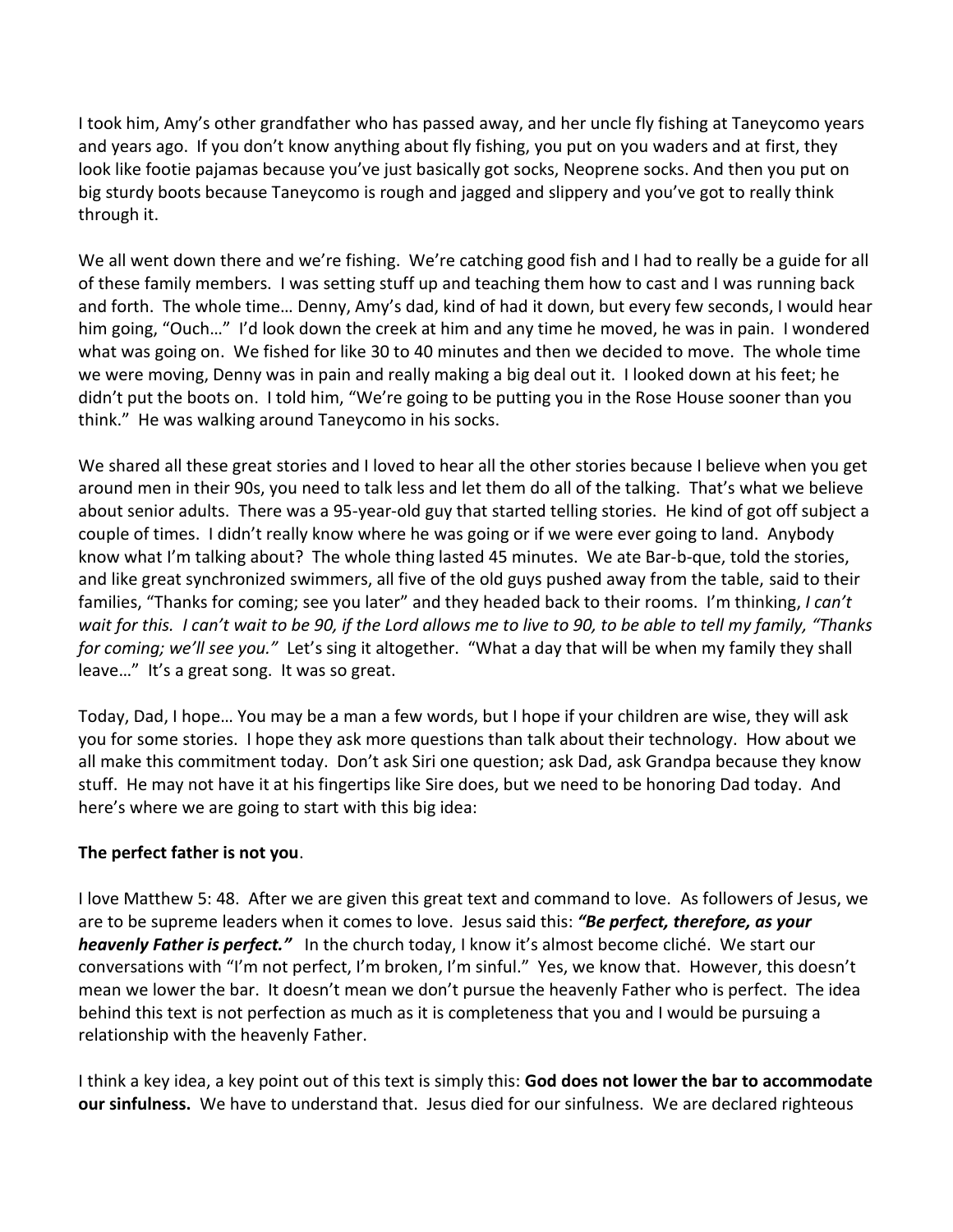I took him, Amy's other grandfather who has passed away, and her uncle fly fishing at Taneycomo years and years ago. If you don't know anything about fly fishing, you put on you waders and at first, they look like footie pajamas because you've just basically got socks, Neoprene socks. And then you put on big sturdy boots because Taneycomo is rough and jagged and slippery and you've got to really think through it.

We all went down there and we're fishing. We're catching good fish and I had to really be a guide for all of these family members. I was setting stuff up and teaching them how to cast and I was running back and forth. The whole time… Denny, Amy's dad, kind of had it down, but every few seconds, I would hear him going, "Ouch…" I'd look down the creek at him and any time he moved, he was in pain. I wondered what was going on. We fished for like 30 to 40 minutes and then we decided to move. The whole time we were moving, Denny was in pain and really making a big deal out it. I looked down at his feet; he didn't put the boots on. I told him, "We're going to be putting you in the Rose House sooner than you think." He was walking around Taneycomo in his socks.

We shared all these great stories and I loved to hear all the other stories because I believe when you get around men in their 90s, you need to talk less and let them do all of the talking. That's what we believe about senior adults. There was a 95-year-old guy that started telling stories. He kind of got off subject a couple of times. I didn't really know where he was going or if we were ever going to land. Anybody know what I'm talking about? The whole thing lasted 45 minutes. We ate Bar-b-que, told the stories, and like great synchronized swimmers, all five of the old guys pushed away from the table, said to their families, "Thanks for coming; see you later" and they headed back to their rooms. I'm thinking, *I can't wait for this. I can't wait to be 90, if the Lord allows me to live to 90, to be able to tell my family, "Thanks for coming; we'll see you."* Let's sing it altogether. "What a day that will be when my family they shall leave…" It's a great song. It was so great.

Today, Dad, I hope… You may be a man a few words, but I hope if your children are wise, they will ask you for some stories. I hope they ask more questions than talk about their technology. How about we all make this commitment today. Don't ask Siri one question; ask Dad, ask Grandpa because they know stuff. He may not have it at his fingertips like Sire does, but we need to be honoring Dad today. And here's where we are going to start with this big idea:

**The perfect father is not you**.

I love Matthew 5: 48. After we are given this great text and command to love. As followers of Jesus, we are to be supreme leaders when it comes to love. Jesus said this: ***"Be perfect, therefore, as your heavenly Father is perfect."*** In the church today, I know it's almost become cliché. We start our conversations with "I'm not perfect, I'm broken, I'm sinful." Yes, we know that. However, this doesn't mean we lower the bar. It doesn't mean we don't pursue the heavenly Father who is perfect. The idea behind this text is not perfection as much as it is completeness that you and I would be pursuing a relationship with the heavenly Father.

I think a key idea, a key point out of this text is simply this: **God does not lower the bar to accommodate our sinfulness.** We have to understand that. Jesus died for our sinfulness. We are declared righteous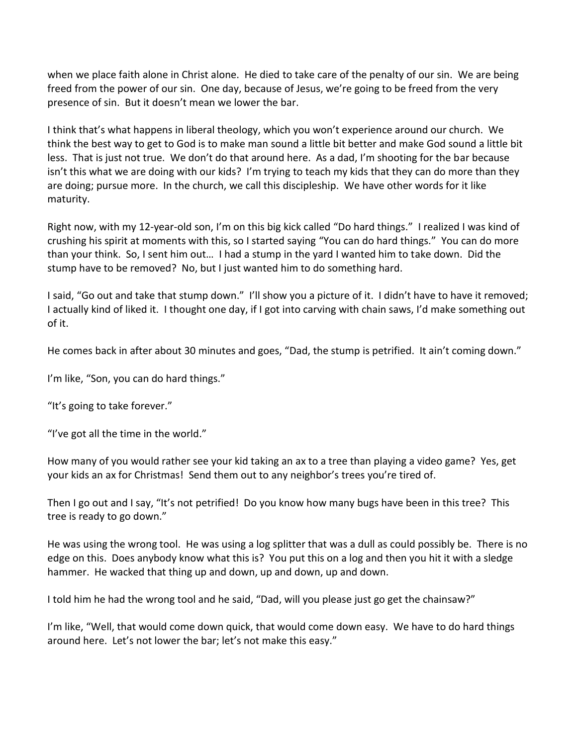when we place faith alone in Christ alone. He died to take care of the penalty of our sin. We are being freed from the power of our sin. One day, because of Jesus, we're going to be freed from the very presence of sin. But it doesn't mean we lower the bar.

I think that's what happens in liberal theology, which you won't experience around our church. We think the best way to get to God is to make man sound a little bit better and make God sound a little bit less. That is just not true. We don't do that around here. As a dad, I'm shooting for the bar because isn't this what we are doing with our kids? I'm trying to teach my kids that they can do more than they are doing; pursue more. In the church, we call this discipleship. We have other words for it like maturity.

Right now, with my 12-year-old son, I'm on this big kick called "Do hard things." I realized I was kind of crushing his spirit at moments with this, so I started saying "You can do hard things." You can do more than your think. So, I sent him out… I had a stump in the yard I wanted him to take down. Did the stump have to be removed? No, but I just wanted him to do something hard.

I said, "Go out and take that stump down." I'll show you a picture of it. I didn't have to have it removed; I actually kind of liked it. I thought one day, if I got into carving with chain saws, I'd make something out of it.

He comes back in after about 30 minutes and goes, "Dad, the stump is petrified. It ain't coming down."

I'm like, "Son, you can do hard things."

"It's going to take forever."

"I've got all the time in the world."

How many of you would rather see your kid taking an ax to a tree than playing a video game? Yes, get your kids an ax for Christmas! Send them out to any neighbor's trees you're tired of.

Then I go out and I say, "It's not petrified! Do you know how many bugs have been in this tree? This tree is ready to go down."

He was using the wrong tool. He was using a log splitter that was a dull as could possibly be. There is no edge on this. Does anybody know what this is? You put this on a log and then you hit it with a sledge hammer. He wacked that thing up and down, up and down, up and down.

I told him he had the wrong tool and he said, "Dad, will you please just go get the chainsaw?"

I'm like, "Well, that would come down quick, that would come down easy. We have to do hard things around here. Let's not lower the bar; let's not make this easy."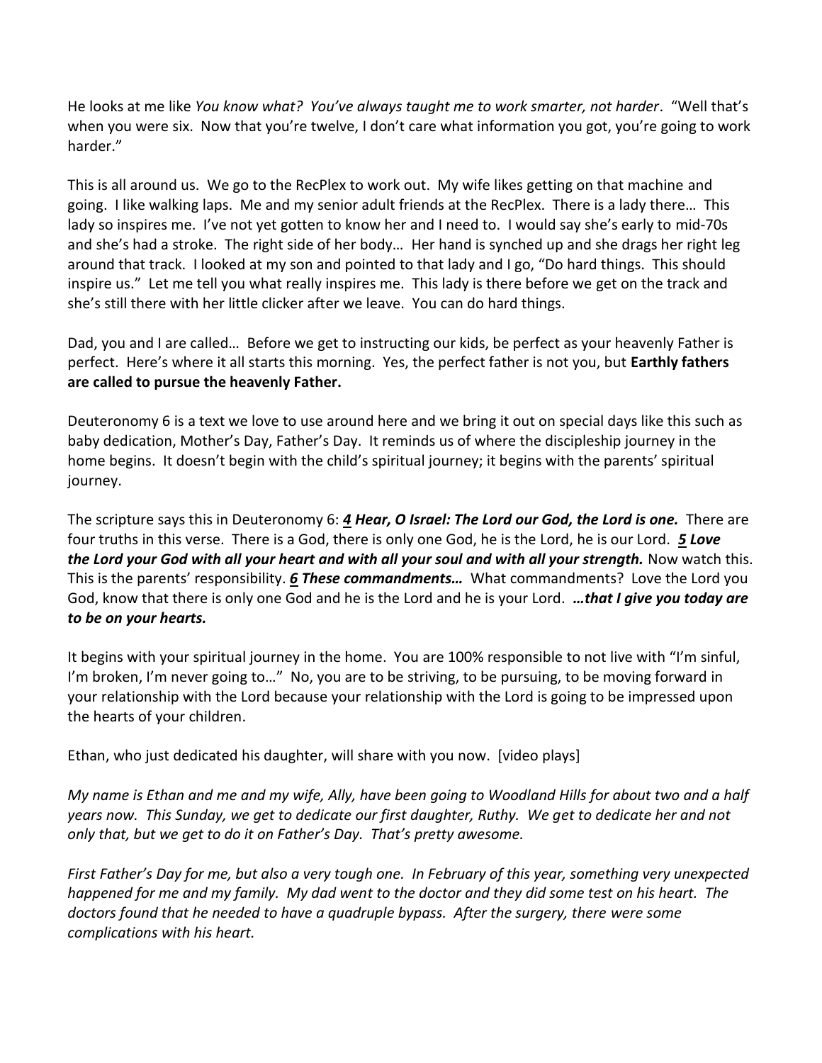He looks at me like *You know what? You've always taught me to work smarter, not harder*. "Well that's when you were six. Now that you're twelve, I don't care what information you got, you're going to work harder."

This is all around us. We go to the RecPlex to work out. My wife likes getting on that machine and going. I like walking laps. Me and my senior adult friends at the RecPlex. There is a lady there… This lady so inspires me. I've not yet gotten to know her and I need to. I would say she's early to mid-70s and she's had a stroke. The right side of her body… Her hand is synched up and she drags her right leg around that track. I looked at my son and pointed to that lady and I go, "Do hard things. This should inspire us." Let me tell you what really inspires me. This lady is there before we get on the track and she's still there with her little clicker after we leave. You can do hard things.

Dad, you and I are called… Before we get to instructing our kids, be perfect as your heavenly Father is perfect. Here's where it all starts this morning. Yes, the perfect father is not you, but **Earthly fathers are called to pursue the heavenly Father.**

Deuteronomy 6 is a text we love to use around here and we bring it out on special days like this such as baby dedication, Mother's Day, Father's Day. It reminds us of where the discipleship journey in the home begins. It doesn't begin with the child's spiritual journey; it begins with the parents' spiritual journey.

The scripture says this in Deuteronomy 6: ***4 Hear, O Israel: The Lord our God, the Lord is one.*** There are four truths in this verse. There is a God, there is only one God, he is the Lord, he is our Lord. ***5 Love the Lord your God with all your heart and with all your soul and with all your strength.*** Now watch this. This is the parents' responsibility. ***6 These commandments…*** What commandments? Love the Lord you God, know that there is only one God and he is the Lord and he is your Lord. ***…that I give you today are to be on your hearts.***

It begins with your spiritual journey in the home. You are 100% responsible to not live with "I'm sinful, I'm broken, I'm never going to…" No, you are to be striving, to be pursuing, to be moving forward in your relationship with the Lord because your relationship with the Lord is going to be impressed upon the hearts of your children.

Ethan, who just dedicated his daughter, will share with you now. [video plays]

*My name is Ethan and me and my wife, Ally, have been going to Woodland Hills for about two and a half years now. This Sunday, we get to dedicate our first daughter, Ruthy. We get to dedicate her and not only that, but we get to do it on Father's Day. That's pretty awesome.*

*First Father's Day for me, but also a very tough one. In February of this year, something very unexpected happened for me and my family. My dad went to the doctor and they did some test on his heart. The doctors found that he needed to have a quadruple bypass. After the surgery, there were some complications with his heart.*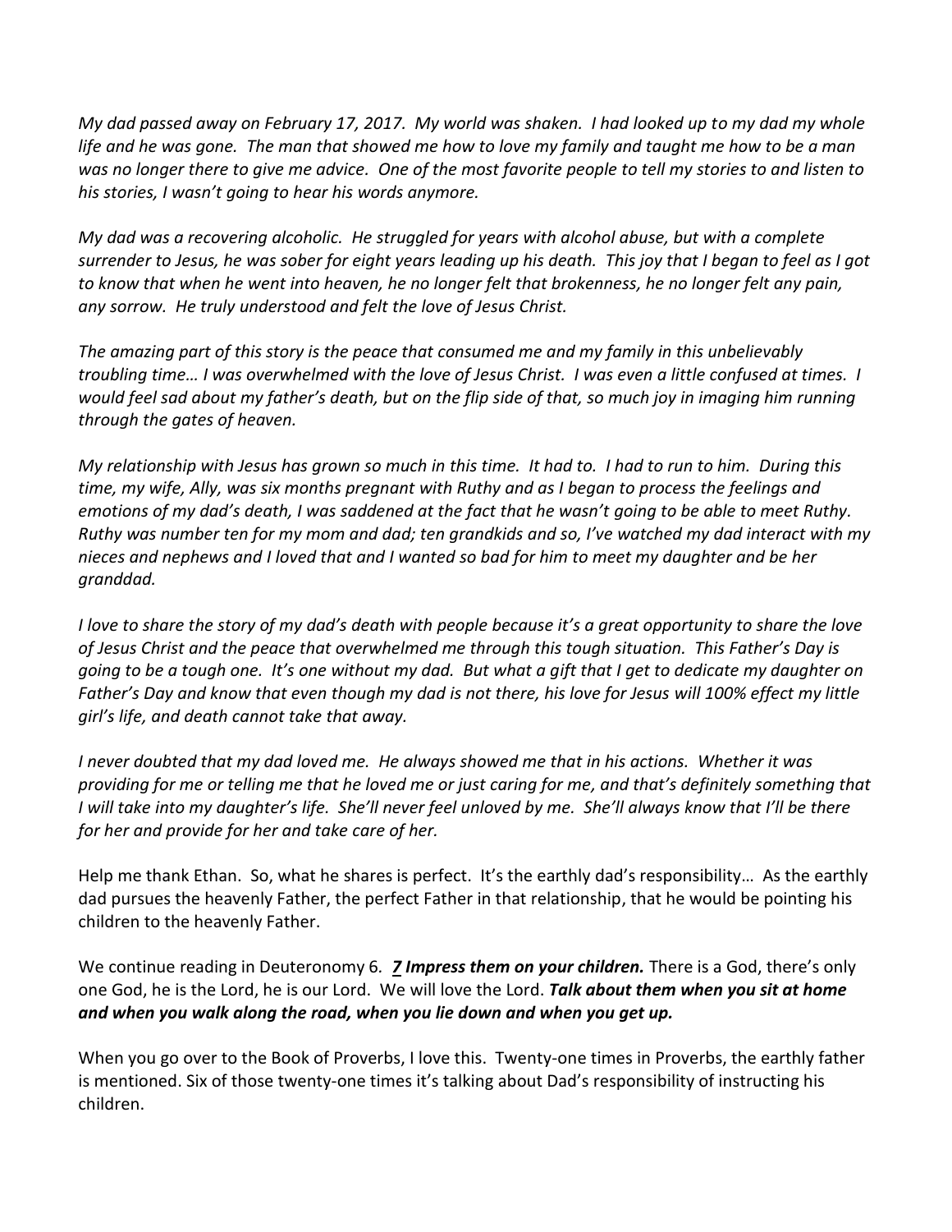*My dad passed away on February 17, 2017. My world was shaken. I had looked up to my dad my whole life and he was gone. The man that showed me how to love my family and taught me how to be a man was no longer there to give me advice. One of the most favorite people to tell my stories to and listen to his stories, I wasn't going to hear his words anymore.*

*My dad was a recovering alcoholic. He struggled for years with alcohol abuse, but with a complete surrender to Jesus, he was sober for eight years leading up his death. This joy that I began to feel as I got to know that when he went into heaven, he no longer felt that brokenness, he no longer felt any pain, any sorrow. He truly understood and felt the love of Jesus Christ.*

*The amazing part of this story is the peace that consumed me and my family in this unbelievably troubling time… I was overwhelmed with the love of Jesus Christ. I was even a little confused at times. I would feel sad about my father's death, but on the flip side of that, so much joy in imaging him running through the gates of heaven.*

*My relationship with Jesus has grown so much in this time. It had to. I had to run to him. During this time, my wife, Ally, was six months pregnant with Ruthy and as I began to process the feelings and emotions of my dad's death, I was saddened at the fact that he wasn't going to be able to meet Ruthy. Ruthy was number ten for my mom and dad; ten grandkids and so, I've watched my dad interact with my nieces and nephews and I loved that and I wanted so bad for him to meet my daughter and be her granddad.*

*I love to share the story of my dad's death with people because it's a great opportunity to share the love of Jesus Christ and the peace that overwhelmed me through this tough situation. This Father's Day is going to be a tough one. It's one without my dad. But what a gift that I get to dedicate my daughter on Father's Day and know that even though my dad is not there, his love for Jesus will 100% effect my little girl's life, and death cannot take that away.*

*I never doubted that my dad loved me. He always showed me that in his actions. Whether it was providing for me or telling me that he loved me or just caring for me, and that's definitely something that I will take into my daughter's life. She'll never feel unloved by me. She'll always know that I'll be there for her and provide for her and take care of her.*

Help me thank Ethan. So, what he shares is perfect. It's the earthly dad's responsibility… As the earthly dad pursues the heavenly Father, the perfect Father in that relationship, that he would be pointing his children to the heavenly Father.

We continue reading in Deuteronomy 6. ***7 Impress them on your children.*** There is a God, there's only one God, he is the Lord, he is our Lord. We will love the Lord. ***Talk about them when you sit at home and when you walk along the road, when you lie down and when you get up.***

When you go over to the Book of Proverbs, I love this. Twenty-one times in Proverbs, the earthly father is mentioned. Six of those twenty-one times it's talking about Dad's responsibility of instructing his children.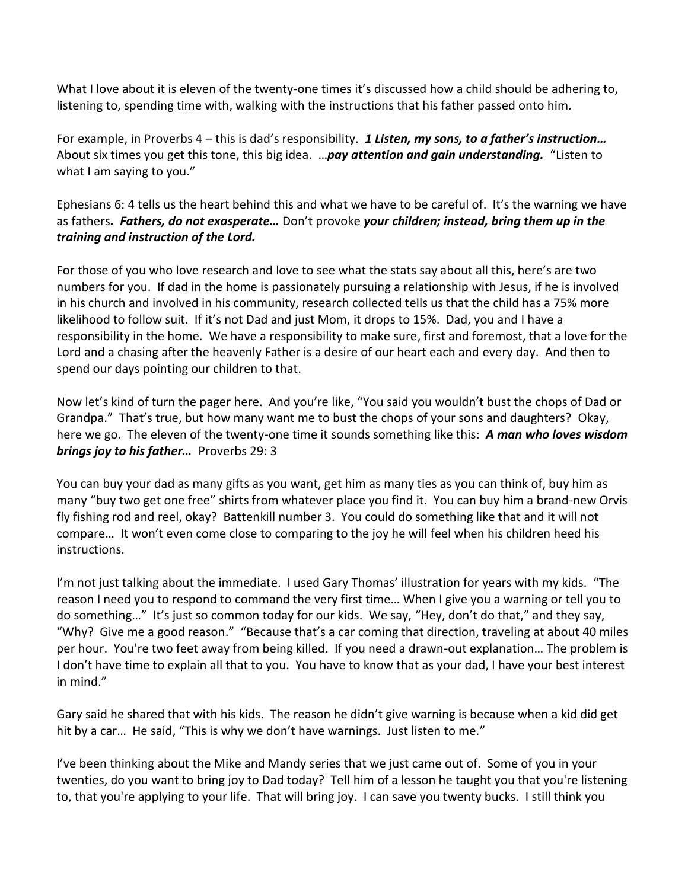What I love about it is eleven of the twenty-one times it's discussed how a child should be adhering to, listening to, spending time with, walking with the instructions that his father passed onto him.

For example, in Proverbs 4 – this is dad's responsibility. ***1 Listen, my sons, to a father's instruction…*** About six times you get this tone, this big idea. …***pay attention and gain understanding.*** "Listen to what I am saying to you."

Ephesians 6: 4 tells us the heart behind this and what we have to be careful of. It's the warning we have as fathers***. Fathers, do not exasperate…*** Don't provoke ***your children; instead, bring them up in the training and instruction of the Lord.***

For those of you who love research and love to see what the stats say about all this, here's are two numbers for you. If dad in the home is passionately pursuing a relationship with Jesus, if he is involved in his church and involved in his community, research collected tells us that the child has a 75% more likelihood to follow suit. If it's not Dad and just Mom, it drops to 15%. Dad, you and I have a responsibility in the home. We have a responsibility to make sure, first and foremost, that a love for the Lord and a chasing after the heavenly Father is a desire of our heart each and every day. And then to spend our days pointing our children to that.

Now let's kind of turn the pager here. And you're like, "You said you wouldn't bust the chops of Dad or Grandpa." That's true, but how many want me to bust the chops of your sons and daughters? Okay, here we go. The eleven of the twenty-one time it sounds something like this: ***A man who loves wisdom brings joy to his father…*** Proverbs 29: 3

You can buy your dad as many gifts as you want, get him as many ties as you can think of, buy him as many "buy two get one free" shirts from whatever place you find it. You can buy him a brand-new Orvis fly fishing rod and reel, okay? Battenkill number 3. You could do something like that and it will not compare… It won't even come close to comparing to the joy he will feel when his children heed his instructions.

I'm not just talking about the immediate. I used Gary Thomas' illustration for years with my kids. "The reason I need you to respond to command the very first time… When I give you a warning or tell you to do something…" It's just so common today for our kids. We say, "Hey, don't do that," and they say, "Why? Give me a good reason." "Because that's a car coming that direction, traveling at about 40 miles per hour. You're two feet away from being killed. If you need a drawn-out explanation… The problem is I don't have time to explain all that to you. You have to know that as your dad, I have your best interest in mind."

Gary said he shared that with his kids. The reason he didn't give warning is because when a kid did get hit by a car… He said, "This is why we don't have warnings. Just listen to me."

I've been thinking about the Mike and Mandy series that we just came out of. Some of you in your twenties, do you want to bring joy to Dad today? Tell him of a lesson he taught you that you're listening to, that you're applying to your life. That will bring joy. I can save you twenty bucks. I still think you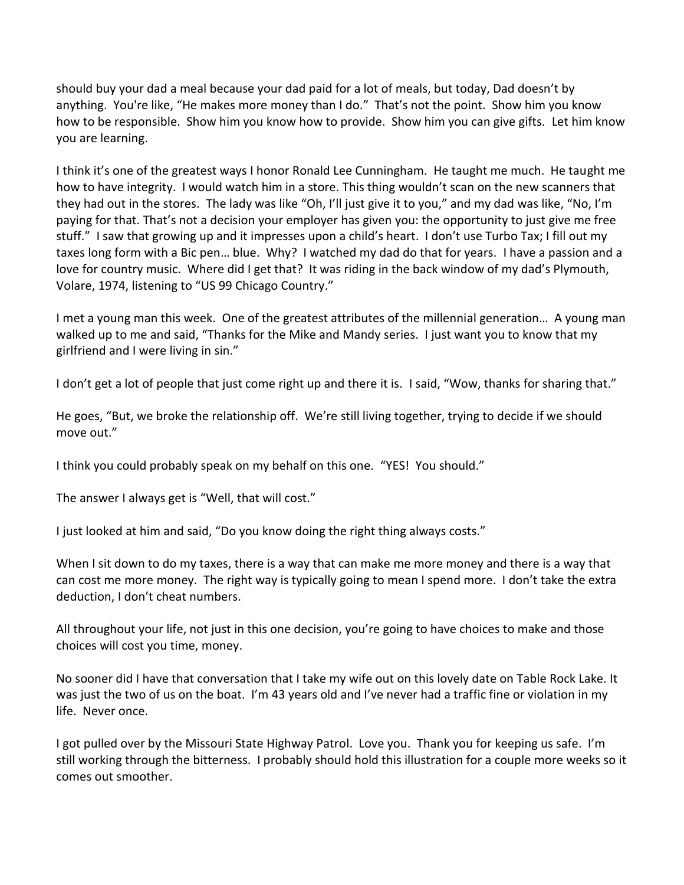should buy your dad a meal because your dad paid for a lot of meals, but today, Dad doesn't by anything. You're like, "He makes more money than I do." That's not the point. Show him you know how to be responsible. Show him you know how to provide. Show him you can give gifts. Let him know you are learning.

I think it's one of the greatest ways I honor Ronald Lee Cunningham. He taught me much. He taught me how to have integrity. I would watch him in a store. This thing wouldn't scan on the new scanners that they had out in the stores. The lady was like "Oh, I'll just give it to you," and my dad was like, "No, I'm paying for that. That's not a decision your employer has given you: the opportunity to just give me free stuff." I saw that growing up and it impresses upon a child's heart. I don't use Turbo Tax; I fill out my taxes long form with a Bic pen… blue. Why? I watched my dad do that for years. I have a passion and a love for country music. Where did I get that? It was riding in the back window of my dad's Plymouth, Volare, 1974, listening to "US 99 Chicago Country."

I met a young man this week. One of the greatest attributes of the millennial generation… A young man walked up to me and said, "Thanks for the Mike and Mandy series. I just want you to know that my girlfriend and I were living in sin."

I don't get a lot of people that just come right up and there it is. I said, "Wow, thanks for sharing that."

He goes, "But, we broke the relationship off. We're still living together, trying to decide if we should move out."

I think you could probably speak on my behalf on this one. "YES! You should."

The answer I always get is "Well, that will cost."

I just looked at him and said, "Do you know doing the right thing always costs."

When I sit down to do my taxes, there is a way that can make me more money and there is a way that can cost me more money. The right way is typically going to mean I spend more. I don't take the extra deduction, I don't cheat numbers.

All throughout your life, not just in this one decision, you're going to have choices to make and those choices will cost you time, money.

No sooner did I have that conversation that I take my wife out on this lovely date on Table Rock Lake. It was just the two of us on the boat. I'm 43 years old and I've never had a traffic fine or violation in my life. Never once.

I got pulled over by the Missouri State Highway Patrol. Love you. Thank you for keeping us safe. I'm still working through the bitterness. I probably should hold this illustration for a couple more weeks so it comes out smoother.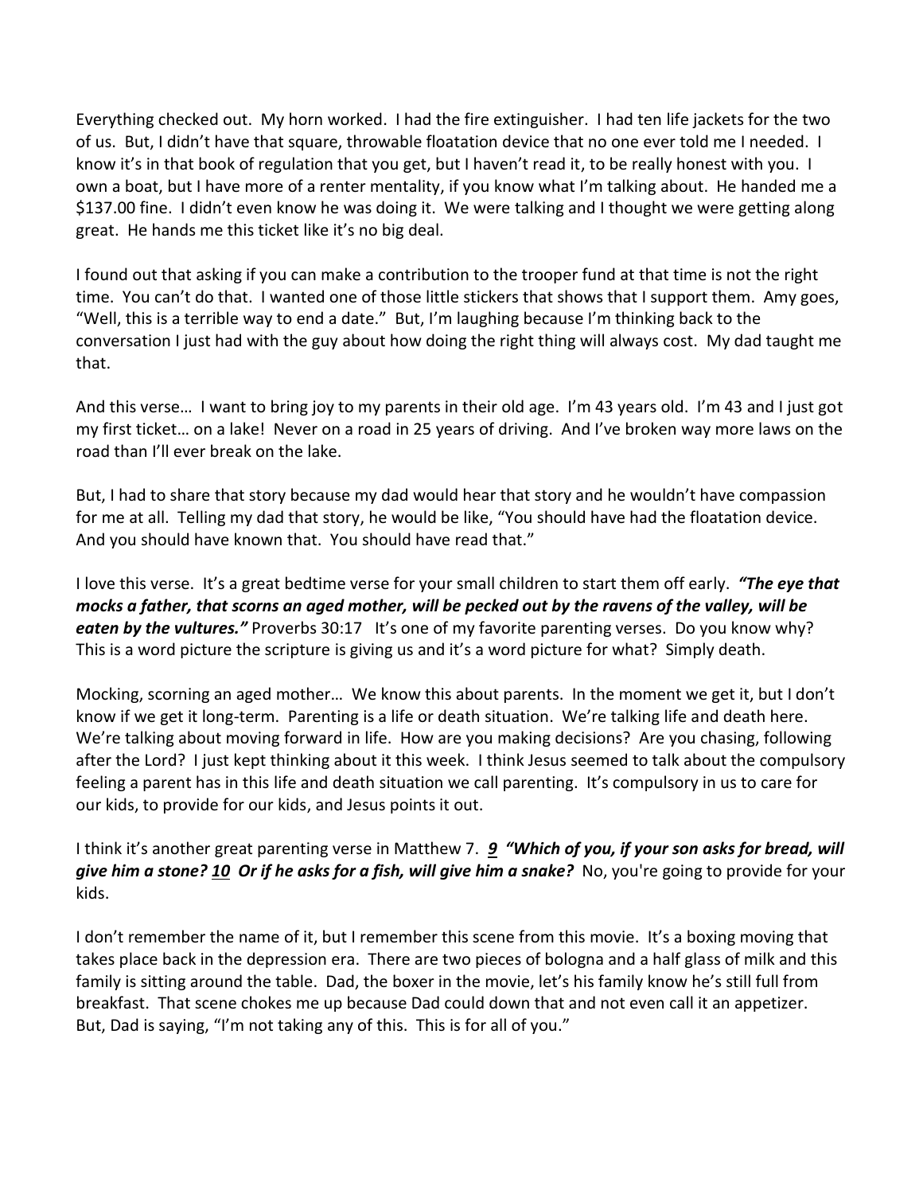Everything checked out. My horn worked. I had the fire extinguisher. I had ten life jackets for the two of us. But, I didn't have that square, throwable floatation device that no one ever told me I needed. I know it's in that book of regulation that you get, but I haven't read it, to be really honest with you. I own a boat, but I have more of a renter mentality, if you know what I'm talking about. He handed me a $137.00 fine. I didn't even know he was doing it. We were talking and I thought we were getting along great. He hands me this ticket like it's no big deal.

I found out that asking if you can make a contribution to the trooper fund at that time is not the right time. You can't do that. I wanted one of those little stickers that shows that I support them. Amy goes, "Well, this is a terrible way to end a date." But, I'm laughing because I'm thinking back to the conversation I just had with the guy about how doing the right thing will always cost. My dad taught me that.

And this verse… I want to bring joy to my parents in their old age. I'm 43 years old. I'm 43 and I just got my first ticket… on a lake! Never on a road in 25 years of driving. And I've broken way more laws on the road than I'll ever break on the lake.

But, I had to share that story because my dad would hear that story and he wouldn't have compassion for me at all. Telling my dad that story, he would be like, "You should have had the floatation device. And you should have known that. You should have read that."

I love this verse. It's a great bedtime verse for your small children to start them off early. ***"The eye that mocks a father, that scorns an aged mother, will be pecked out by the ravens of the valley, will be eaten by the vultures."*** Proverbs 30:17 It's one of my favorite parenting verses. Do you know why? This is a word picture the scripture is giving us and it's a word picture for what? Simply death.

Mocking, scorning an aged mother… We know this about parents. In the moment we get it, but I don't know if we get it long-term. Parenting is a life or death situation. We're talking life and death here. We're talking about moving forward in life. How are you making decisions? Are you chasing, following after the Lord? I just kept thinking about it this week. I think Jesus seemed to talk about the compulsory feeling a parent has in this life and death situation we call parenting. It's compulsory in us to care for our kids, to provide for our kids, and Jesus points it out.

I think it's another great parenting verse in Matthew 7. ***9 "Which of you, if your son asks for bread, will give him a stone? 10 Or if he asks for a fish, will give him a snake?*** No, you're going to provide for your kids.

I don't remember the name of it, but I remember this scene from this movie. It's a boxing moving that takes place back in the depression era. There are two pieces of bologna and a half glass of milk and this family is sitting around the table. Dad, the boxer in the movie, let's his family know he's still full from breakfast. That scene chokes me up because Dad could down that and not even call it an appetizer. But, Dad is saying, "I'm not taking any of this. This is for all of you."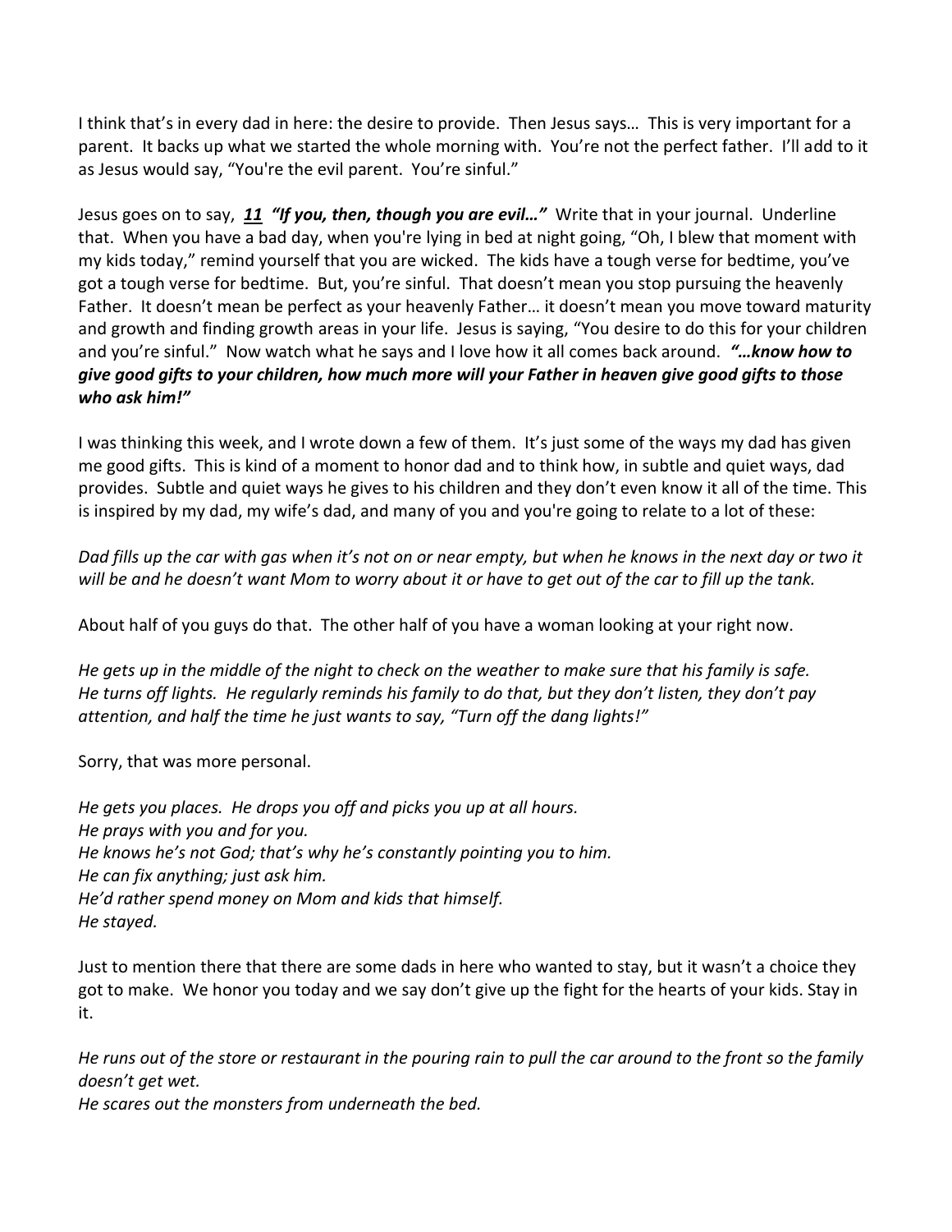I think that's in every dad in here: the desire to provide. Then Jesus says… This is very important for a parent. It backs up what we started the whole morning with. You're not the perfect father. I'll add to it as Jesus would say, "You're the evil parent. You're sinful."

Jesus goes on to say, ***11*** ***"If you, then, though you are evil…"*** Write that in your journal. Underline that. When you have a bad day, when you're lying in bed at night going, "Oh, I blew that moment with my kids today," remind yourself that you are wicked. The kids have a tough verse for bedtime, you've got a tough verse for bedtime. But, you're sinful. That doesn't mean you stop pursuing the heavenly Father. It doesn't mean be perfect as your heavenly Father… it doesn't mean you move toward maturity and growth and finding growth areas in your life. Jesus is saying, "You desire to do this for your children and you're sinful." Now watch what he says and I love how it all comes back around. ***"…know how to give good gifts to your children, how much more will your Father in heaven give good gifts to those who ask him!"***

I was thinking this week, and I wrote down a few of them. It's just some of the ways my dad has given me good gifts. This is kind of a moment to honor dad and to think how, in subtle and quiet ways, dad provides. Subtle and quiet ways he gives to his children and they don't even know it all of the time. This is inspired by my dad, my wife's dad, and many of you and you're going to relate to a lot of these:

*Dad fills up the car with gas when it's not on or near empty, but when he knows in the next day or two it will be and he doesn't want Mom to worry about it or have to get out of the car to fill up the tank.*

About half of you guys do that. The other half of you have a woman looking at your right now.

*He gets up in the middle of the night to check on the weather to make sure that his family is safe.*
*He turns off lights. He regularly reminds his family to do that, but they don't listen, they don't pay attention, and half the time he just wants to say, "Turn off the dang lights!"*

Sorry, that was more personal.

*He gets you places. He drops you off and picks you up at all hours.*
*He prays with you and for you.*
*He knows he's not God; that's why he's constantly pointing you to him.*
*He can fix anything; just ask him.*
*He'd rather spend money on Mom and kids that himself.*
*He stayed.*

Just to mention there that there are some dads in here who wanted to stay, but it wasn't a choice they got to make. We honor you today and we say don't give up the fight for the hearts of your kids. Stay in it.

*He runs out of the store or restaurant in the pouring rain to pull the car around to the front so the family doesn't get wet.*
*He scares out the monsters from underneath the bed.*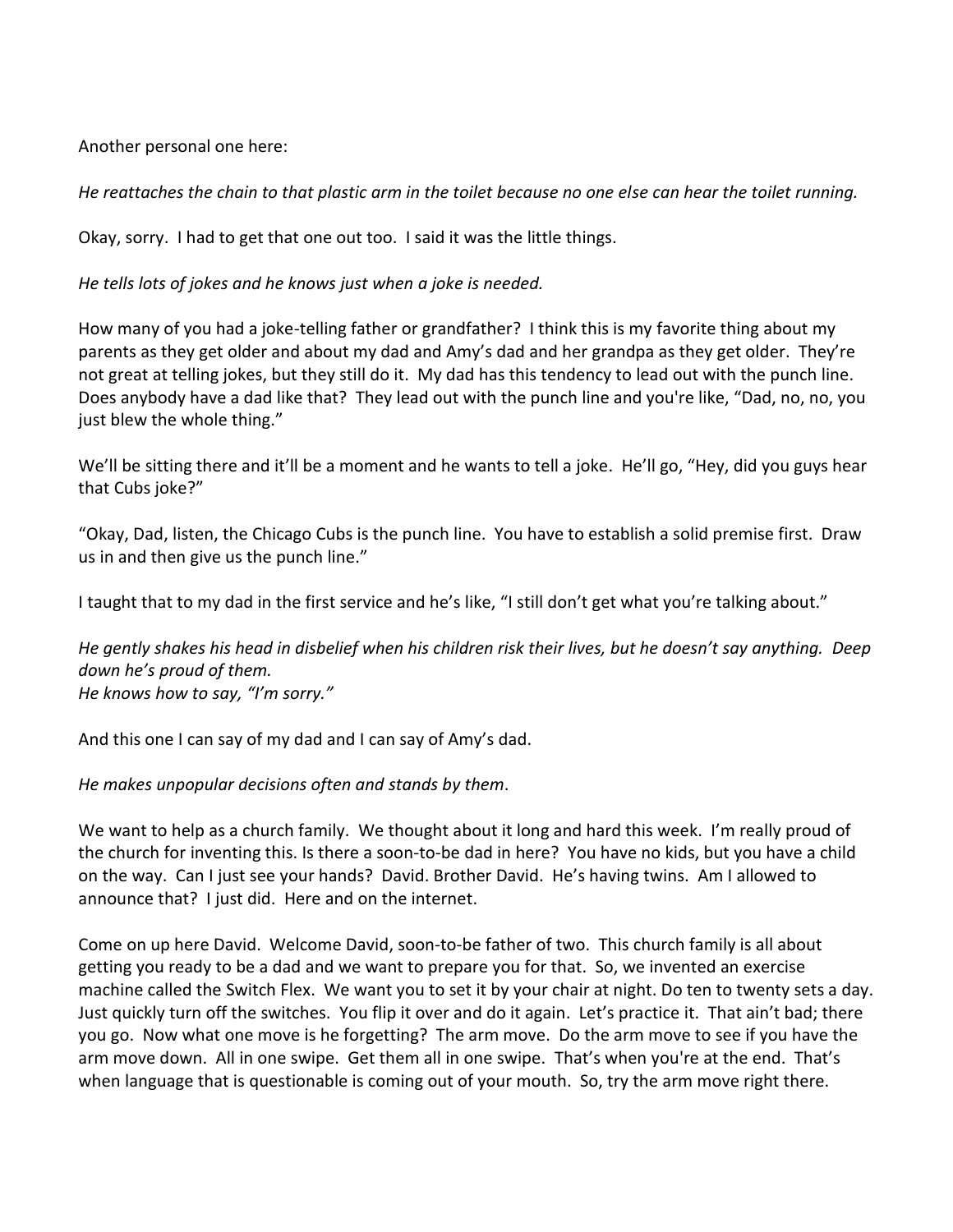Another personal one here:

*He reattaches the chain to that plastic arm in the toilet because no one else can hear the toilet running.*

Okay, sorry. I had to get that one out too. I said it was the little things.

*He tells lots of jokes and he knows just when a joke is needed.*

How many of you had a joke-telling father or grandfather? I think this is my favorite thing about my parents as they get older and about my dad and Amy's dad and her grandpa as they get older. They're not great at telling jokes, but they still do it. My dad has this tendency to lead out with the punch line. Does anybody have a dad like that? They lead out with the punch line and you're like, "Dad, no, no, you just blew the whole thing."

We'll be sitting there and it'll be a moment and he wants to tell a joke. He'll go, "Hey, did you guys hear that Cubs joke?"

"Okay, Dad, listen, the Chicago Cubs is the punch line. You have to establish a solid premise first. Draw us in and then give us the punch line."

I taught that to my dad in the first service and he's like, "I still don't get what you're talking about."

*He gently shakes his head in disbelief when his children risk their lives, but he doesn't say anything. Deep down he's proud of them.*
*He knows how to say, "I'm sorry."*

And this one I can say of my dad and I can say of Amy's dad.

*He makes unpopular decisions often and stands by them*.

We want to help as a church family. We thought about it long and hard this week. I'm really proud of the church for inventing this. Is there a soon-to-be dad in here? You have no kids, but you have a child on the way. Can I just see your hands? David. Brother David. He's having twins. Am I allowed to announce that? I just did. Here and on the internet.

Come on up here David. Welcome David, soon-to-be father of two. This church family is all about getting you ready to be a dad and we want to prepare you for that. So, we invented an exercise machine called the Switch Flex. We want you to set it by your chair at night. Do ten to twenty sets a day. Just quickly turn off the switches. You flip it over and do it again. Let's practice it. That ain't bad; there you go. Now what one move is he forgetting? The arm move. Do the arm move to see if you have the arm move down. All in one swipe. Get them all in one swipe. That's when you're at the end. That's when language that is questionable is coming out of your mouth. So, try the arm move right there.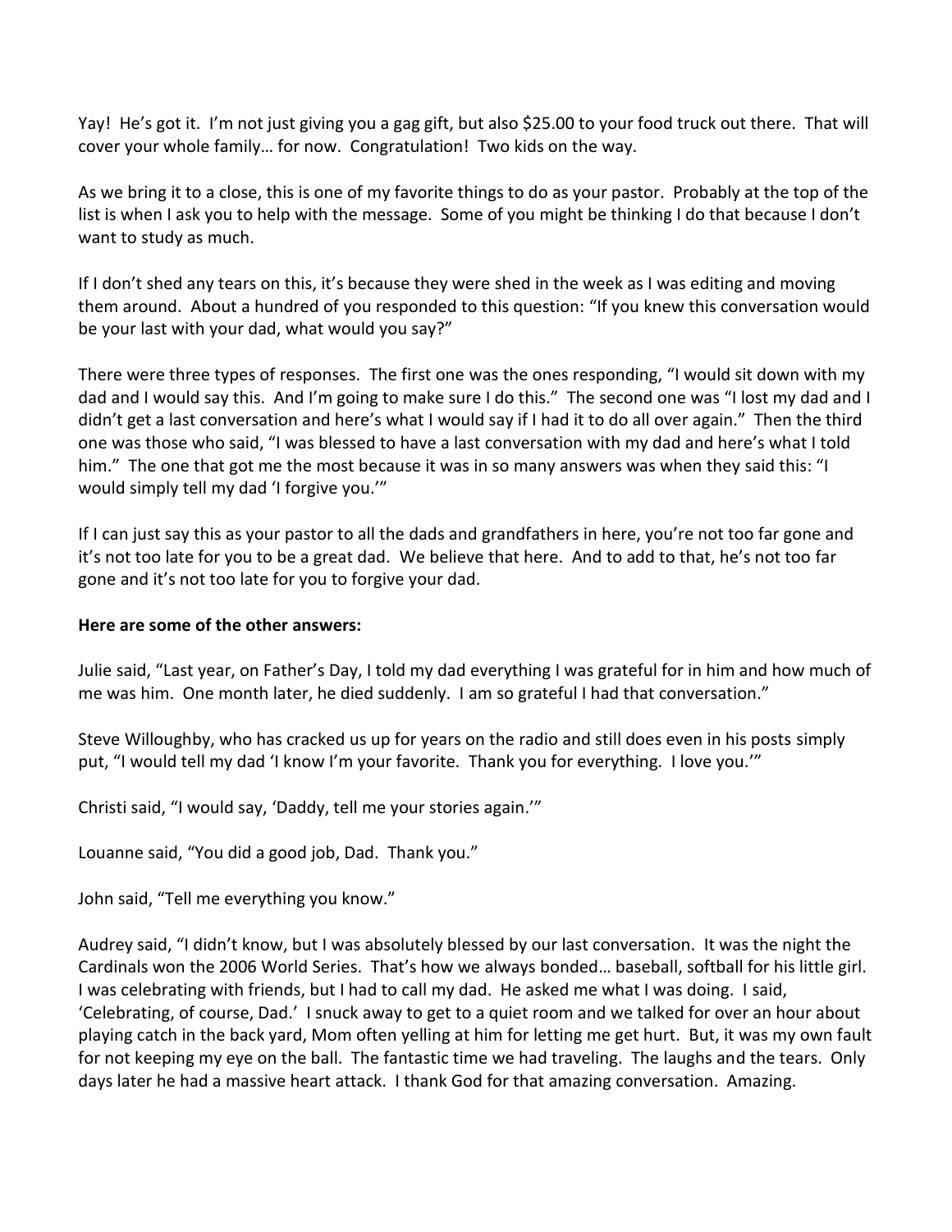Yay! He's got it. I'm not just giving you a gag gift, but also $25.00 to your food truck out there. That will cover your whole family… for now. Congratulation! Two kids on the way.

As we bring it to a close, this is one of my favorite things to do as your pastor. Probably at the top of the list is when I ask you to help with the message. Some of you might be thinking I do that because I don't want to study as much.

If I don't shed any tears on this, it's because they were shed in the week as I was editing and moving them around. About a hundred of you responded to this question: "If you knew this conversation would be your last with your dad, what would you say?"

There were three types of responses. The first one was the ones responding, "I would sit down with my dad and I would say this. And I'm going to make sure I do this." The second one was "I lost my dad and I didn't get a last conversation and here's what I would say if I had it to do all over again." Then the third one was those who said, "I was blessed to have a last conversation with my dad and here's what I told him." The one that got me the most because it was in so many answers was when they said this: "I would simply tell my dad 'I forgive you.'"

If I can just say this as your pastor to all the dads and grandfathers in here, you're not too far gone and it's not too late for you to be a great dad. We believe that here. And to add to that, he's not too far gone and it's not too late for you to forgive your dad.

**Here are some of the other answers:**

Julie said, "Last year, on Father's Day, I told my dad everything I was grateful for in him and how much of me was him. One month later, he died suddenly. I am so grateful I had that conversation."

Steve Willoughby, who has cracked us up for years on the radio and still does even in his posts simply put, "I would tell my dad 'I know I'm your favorite. Thank you for everything. I love you.'"

Christi said, "I would say, 'Daddy, tell me your stories again.'"

Louanne said, "You did a good job, Dad. Thank you."

John said, "Tell me everything you know."

Audrey said, "I didn't know, but I was absolutely blessed by our last conversation. It was the night the Cardinals won the 2006 World Series. That's how we always bonded… baseball, softball for his little girl. I was celebrating with friends, but I had to call my dad. He asked me what I was doing. I said, 'Celebrating, of course, Dad.' I snuck away to get to a quiet room and we talked for over an hour about playing catch in the back yard, Mom often yelling at him for letting me get hurt. But, it was my own fault for not keeping my eye on the ball. The fantastic time we had traveling. The laughs and the tears. Only days later he had a massive heart attack. I thank God for that amazing conversation. Amazing.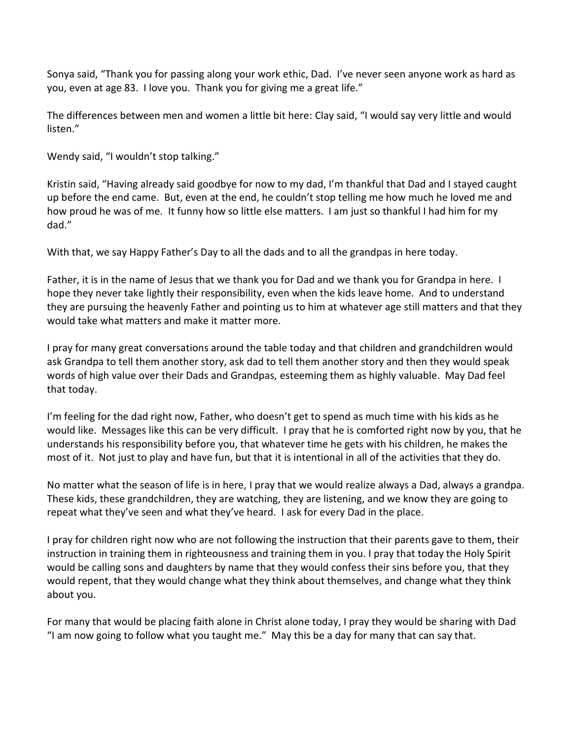Sonya said, “Thank you for passing along your work ethic, Dad. I’ve never seen anyone work as hard as you, even at age 83. I love you. Thank you for giving me a great life.”

The differences between men and women a little bit here: Clay said, “I would say very little and would listen.”

Wendy said, “I wouldn’t stop talking.”

Kristin said, “Having already said goodbye for now to my dad, I’m thankful that Dad and I stayed caught up before the end came. But, even at the end, he couldn’t stop telling me how much he loved me and how proud he was of me. It funny how so little else matters. I am just so thankful I had him for my dad.”

With that, we say Happy Father’s Day to all the dads and to all the grandpas in here today.

Father, it is in the name of Jesus that we thank you for Dad and we thank you for Grandpa in here. I hope they never take lightly their responsibility, even when the kids leave home. And to understand they are pursuing the heavenly Father and pointing us to him at whatever age still matters and that they would take what matters and make it matter more.

I pray for many great conversations around the table today and that children and grandchildren would ask Grandpa to tell them another story, ask dad to tell them another story and then they would speak words of high value over their Dads and Grandpas, esteeming them as highly valuable. May Dad feel that today.

I’m feeling for the dad right now, Father, who doesn’t get to spend as much time with his kids as he would like. Messages like this can be very difficult. I pray that he is comforted right now by you, that he understands his responsibility before you, that whatever time he gets with his children, he makes the most of it. Not just to play and have fun, but that it is intentional in all of the activities that they do.

No matter what the season of life is in here, I pray that we would realize always a Dad, always a grandpa. These kids, these grandchildren, they are watching, they are listening, and we know they are going to repeat what they’ve seen and what they’ve heard. I ask for every Dad in the place.

I pray for children right now who are not following the instruction that their parents gave to them, their instruction in training them in righteousness and training them in you. I pray that today the Holy Spirit would be calling sons and daughters by name that they would confess their sins before you, that they would repent, that they would change what they think about themselves, and change what they think about you.

For many that would be placing faith alone in Christ alone today, I pray they would be sharing with Dad “I am now going to follow what you taught me.” May this be a day for many that can say that.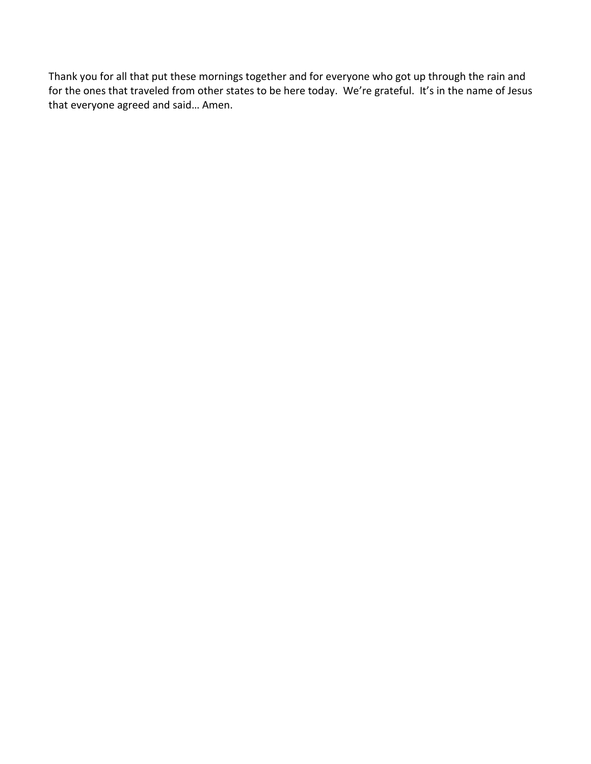Thank you for all that put these mornings together and for everyone who got up through the rain and for the ones that traveled from other states to be here today.  We're grateful.  It's in the name of Jesus that everyone agreed and said… Amen.